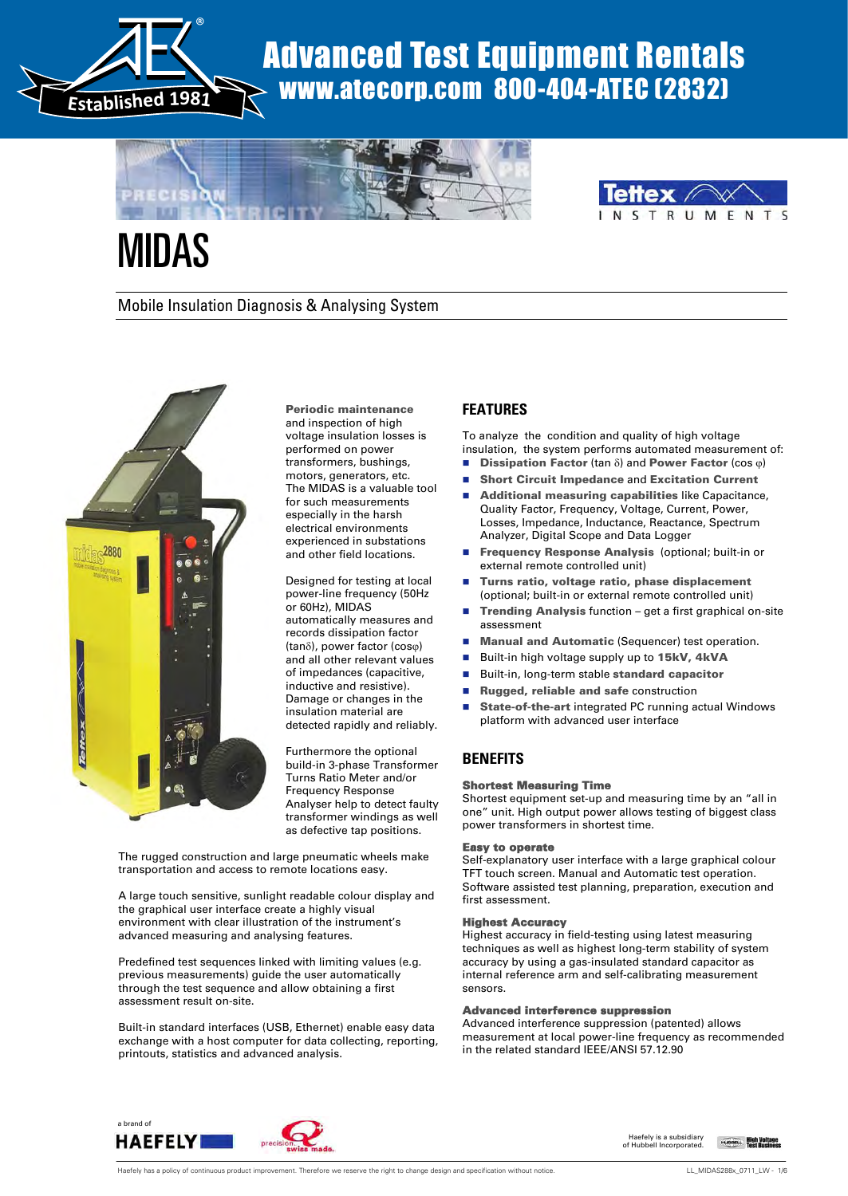# Advanced Test Equipment Rentals

**www.atecorp.com 800-404-ATEC (2832)**

# MIDAS

## Mobile Insulation Diagnosis & Analysing System

**Periodic maintenance** and inspection of high voltage insulation losses is performed on power transformers, bushings, motors, generators, etc. The MIDAS is a valuable tool for such measurements especially in the harsh electrical environments experienced in substations and other field locations.

Designed for testing at local power-line frequency (50Hz or 60Hz), MIDAS automatically measures and records dissipation factor (tanδ), power factor (cosφ) and all other relevant values of impedances (capacitive, inductive and resistive). Damage or changes in the insulation material are detected rapidly and reliably.

Furthermore the optional build-in 3-phase Transformer Turns Ratio Meter and/or Frequency Response Analyser help to detect faulty transformer windings as well as defective tap positions.

The rugged construction and large pneumatic wheels make transportation and access to remote locations easy.

A large touch sensitive, sunlight readable colour display and the graphical user interface create a highly visual environment with clear illustration of the instrument's advanced measuring and analysing features.

Predefined test sequences linked with limiting values (e.g. previous measurements) guide the user automatically through the test sequence and allow obtaining a first assessment result on-site.

Built-in standard interfaces (USB, Ethernet) enable easy data exchange with a host computer for data collecting, reporting, printouts, statistics and advanced analysis.

## FEATURES

To analyze the condition and quality of high voltage insulation, the system performs automated measurement of:

- **Dissipation Factor** (tan δ) and **Power Factor** (cos φ)
- **Short Circuit Impedance** and **Excitation Current**
- **Additional measuring capabilities** like Capacitance, Quality Factor, Frequency, Voltage, Current, Power, Losses, Impedance, Inductance, Reactance, Spectrum Analyzer, Digital Scope and Data Logger
- **Frequency Response Analysis** (optional; built-in or external remote controlled unit)
- **Turns ratio, voltage ratio, phase displacement** (optional; built-in or external remote controlled unit)
- **Trending Analysis** function – get a first graphical on-site assessment
- **Manual and Automatic** (Sequencer) test operation.
- Built-in high voltage supply up to **15kV, 4kVA**
- Built-in, long-term stable **standard capacitor**
- **Rugged, reliable and safe** construction
- **State-of-the-art** integrated PC running actual Windows platform with advanced user interface

## BENEFITS

**Shortest Measuring Time**
Shortest equipment set-up and measuring time by an "all in one" unit. High output power allows testing of biggest class power transformers in shortest time.

**Easy to operate**
Self-explanatory user interface with a large graphical colour TFT touch screen. Manual and Automatic test operation. Software assisted test planning, preparation, execution and first assessment.

**Highest Accuracy**
Highest accuracy in field-testing using latest measuring techniques as well as highest long-term stability of system accuracy by using a gas-insulated standard capacitor as internal reference arm and self-calibrating measurement sensors.

**Advanced interference suppression**
Advanced interference suppression (patented) allows measurement at local power-line frequency as recommended in the related standard IEEE/ANSI 57.12.90

a brand of HAEFELY

Haefely is a subsidiary of Hubbell Incorporated.

Haefely has a policy of continuous product improvement. Therefore we reserve the right to change design and specification without notice.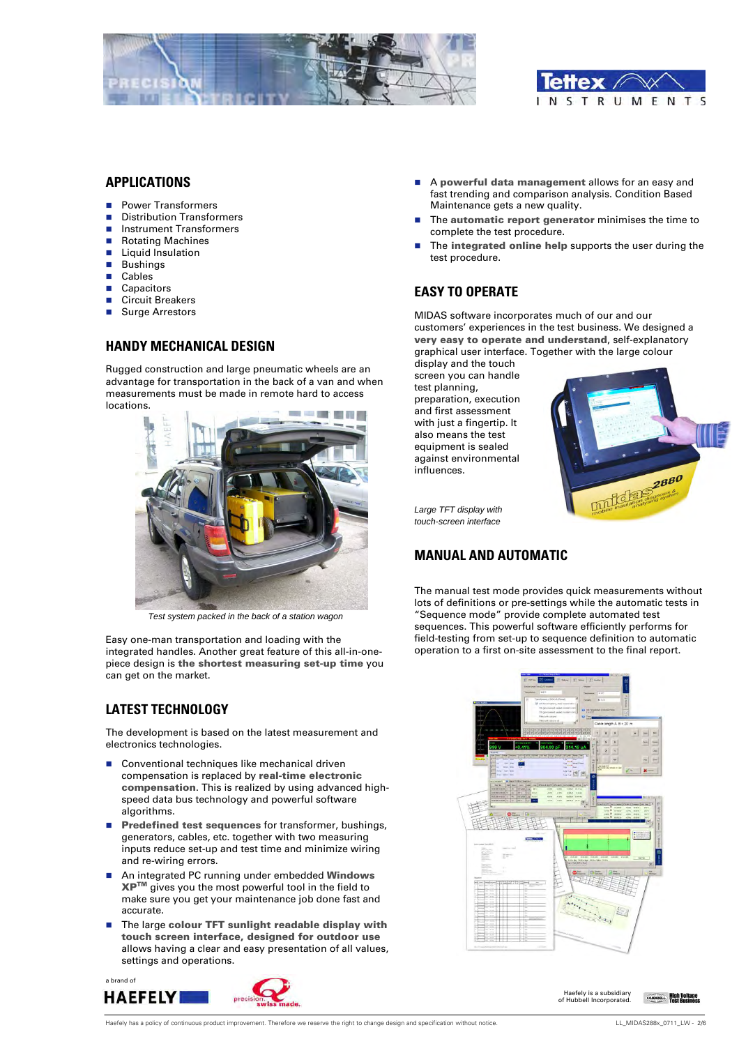## APPLICATIONS

- Power Transformers
- Distribution Transformers
- Instrument Transformers
- Rotating Machines
- Liquid Insulation
- Bushings
- Cables
- Capacitors
- Circuit Breakers
- Surge Arrestors

## HANDY MECHANICAL DESIGN

Rugged construction and large pneumatic wheels are an advantage for transportation in the back of a van and when measurements must be made in remote hard to access locations.

*Test system packed in the back of a station wagon*

Easy one-man transportation and loading with the integrated handles. Another great feature of this all-in-one-piece design is **the shortest measuring set-up time** you can get on the market.

## LATEST TECHNOLOGY

The development is based on the latest measurement and electronics technologies.

- Conventional techniques like mechanical driven compensation is replaced by **real-time electronic compensation**. This is realized by using advanced high-speed data bus technology and powerful software algorithms.
- **Predefined test sequences** for transformer, bushings, generators, cables, etc. together with two measuring inputs reduce set-up and test time and minimize wiring and re-wiring errors.
- An integrated PC running under embedded **Windows XP™** gives you the most powerful tool in the field to make sure you get your maintenance job done fast and accurate.
- The large **colour TFT sunlight readable display with touch screen interface, designed for outdoor use** allows having a clear and easy presentation of all values, settings and operations.
- A **powerful data management** allows for an easy and fast trending and comparison analysis. Condition Based Maintenance gets a new quality.
- The **automatic report generator** minimises the time to complete the test procedure.
- The **integrated online help** supports the user during the test procedure.

## EASY TO OPERATE

MIDAS software incorporates much of our and our customers' experiences in the test business. We designed a **very easy to operate and understand**, self-explanatory graphical user interface. Together with the large colour display and the touch screen you can handle test planning, preparation, execution and first assessment with just a fingertip. It also means the test equipment is sealed against environmental influences.

*Large TFT display with touch-screen interface*

## MANUAL AND AUTOMATIC

The manual test mode provides quick measurements without lots of definitions or pre-settings while the automatic tests in "Sequence mode" provide complete automated test sequences. This powerful software efficiently performs for field-testing from set-up to sequence definition to automatic operation to a first on-site assessment to the final report.

a brand of HAEFELY

Haefely is a subsidiary of Hubbell Incorporated.

Haefely has a policy of continuous product improvement. Therefore we reserve the right to change design and specification without notice.

LL_MIDAS288x_0711_LW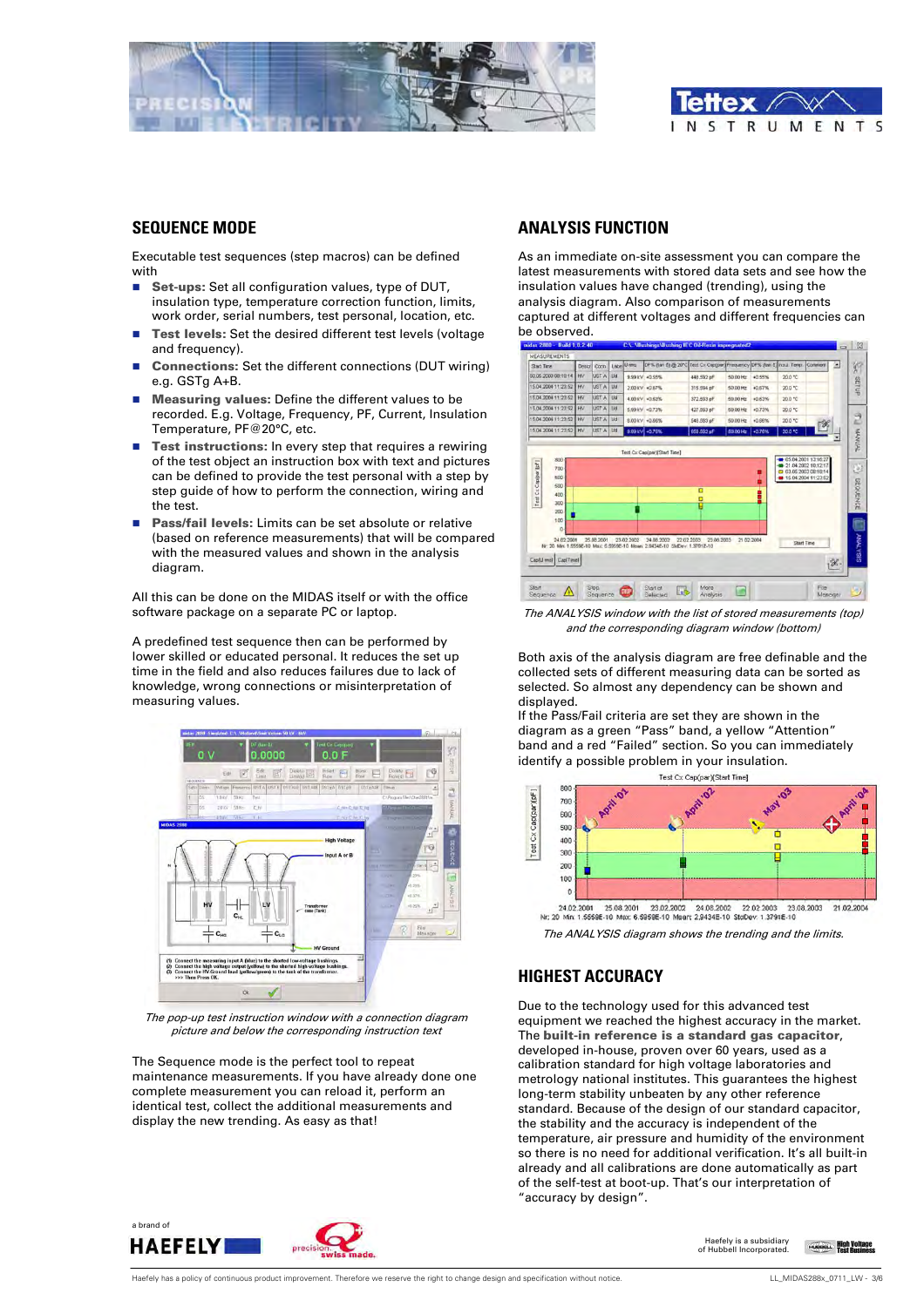## SEQUENCE MODE

Executable test sequences (step macros) can be defined with

- **Set-ups:** Set all configuration values, type of DUT, insulation type, temperature correction function, limits, work order, serial numbers, test personal, location, etc.
- **Test levels:** Set the desired different test levels (voltage and frequency).
- **Connections:** Set the different connections (DUT wiring) e.g. GSTg A+B.
- **Measuring values:** Define the different values to be recorded. E.g. Voltage, Frequency, PF, Current, Insulation Temperature, PF@20°C, etc.
- **Test instructions:** In every step that requires a rewiring of the test object an instruction box with text and pictures can be defined to provide the test personal with a step by step guide of how to perform the connection, wiring and the test.
- **Pass/fail levels:** Limits can be set absolute or relative (based on reference measurements) that will be compared with the measured values and shown in the analysis diagram.

All this can be done on the MIDAS itself or with the office software package on a separate PC or laptop.

A predefined test sequence then can be performed by lower skilled or educated personal. It reduces the set up time in the field and also reduces failures due to lack of knowledge, wrong connections or misinterpretation of measuring values.

*The pop-up test instruction window with a connection diagram picture and below the corresponding instruction text*

The Sequence mode is the perfect tool to repeat maintenance measurements. If you have already done one complete measurement you can reload it, perform an identical test, collect the additional measurements and display the new trending. As easy as that!

## ANALYSIS FUNCTION

As an immediate on-site assessment you can compare the latest measurements with stored data sets and see how the insulation values have changed (trending), using the analysis diagram. Also comparison of measurements captured at different voltages and different frequencies can be observed.

*The ANALYSIS window with the list of stored measurements (top) and the corresponding diagram window (bottom)*

Both axis of the analysis diagram are free definable and the collected sets of different measuring data can be sorted as selected. So almost any dependency can be shown and displayed.
If the Pass/Fail criteria are set they are shown in the diagram as a green "Pass" band, a yellow "Attention" band and a red "Failed" section. So you can immediately identify a possible problem in your insulation.

*The ANALYSIS diagram shows the trending and the limits.*

## HIGHEST ACCURACY

Due to the technology used for this advanced test equipment we reached the highest accuracy in the market. The **built-in reference is a standard gas capacitor**, developed in-house, proven over 60 years, used as a calibration standard for high voltage laboratories and metrology national institutes. This guarantees the highest long-term stability unbeaten by any other reference standard. Because of the design of our standard capacitor, the stability and the accuracy is independent of the temperature, air pressure and humidity of the environment so there is no need for additional verification. It's all built-in already and all calibrations are done automatically as part of the self-test at boot-up. That's our interpretation of "accuracy by design".

Haefely has a policy of continuous product improvement. Therefore we reserve the right to change design and specification without notice.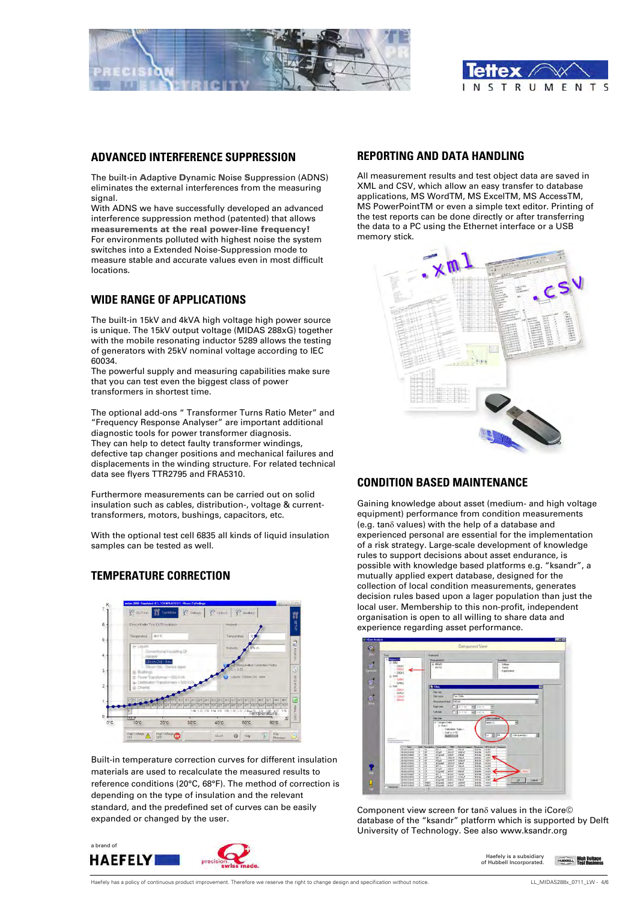## ADVANCED INTERFERENCE SUPPRESSION

The built-in **A**daptive **D**ynamic **N**oise **S**uppression (ADNS) eliminates the external interferences from the measuring signal.
With ADNS we have successfully developed an advanced interference suppression method (patented) that allows **measurements at the real power-line frequency!**
For environments polluted with highest noise the system switches into a Extended Noise-Suppression mode to measure stable and accurate values even in most difficult locations.

## WIDE RANGE OF APPLICATIONS

The built-in 15kV and 4kVA high voltage high power source is unique. The 15kV output voltage (MIDAS 288xG) together with the mobile resonating inductor 5289 allows the testing of generators with 25kV nominal voltage according to IEC 60034.
The powerful supply and measuring capabilities make sure that you can test even the biggest class of power transformers in shortest time.

The optional add-ons " Transformer Turns Ratio Meter" and "Frequency Response Analyser" are important additional diagnostic tools for power transformer diagnosis.
They can help to detect faulty transformer windings, defective tap changer positions and mechanical failures and displacements in the winding structure. For related technical data see flyers TTR2795 and FRA5310.

Furthermore measurements can be carried out on solid insulation such as cables, distribution-, voltage & current-transformers, motors, bushings, capacitors, etc.

With the optional test cell 6835 all kinds of liquid insulation samples can be tested as well.

## TEMPERATURE CORRECTION

Built-in temperature correction curves for different insulation materials are used to recalculate the measured results to reference conditions (20°C, 68°F). The method of correction is depending on the type of insulation and the relevant standard, and the predefined set of curves can be easily expanded or changed by the user.

## REPORTING AND DATA HANDLING

All measurement results and test object data are saved in XML and CSV, which allow an easy transfer to database applications, MS WordTM, MS ExcelTM, MS AccessTM, MS PowerPointTM or even a simple text editor. Printing of the test reports can be done directly or after transferring the data to a PC using the Ethernet interface or a USB memory stick.

## CONDITION BASED MAINTENANCE

Gaining knowledge about asset (medium- and high voltage equipment) performance from condition measurements (e.g. tanδ values) with the help of a database and experienced personal are essential for the implementation of a risk strategy. Large-scale development of knowledge rules to support decisions about asset endurance, is possible with knowledge based platforms e.g. "ksandr", a mutually applied expert database, designed for the collection of local condition measurements, generates decision rules based upon a lager population than just the local user. Membership to this non-profit, independent organisation is open to all willing to share data and experience regarding asset performance.

Component view screen for tanδ values in the iCore© database of the "ksandr" platform which is supported by Delft University of Technology. See also www.ksandr.org

a brand of HAEFELY

Haefely is a subsidiary of Hubbell Incorporated.

Haefely has a policy of continuous product improvement. Therefore we reserve the right to change design and specification without notice.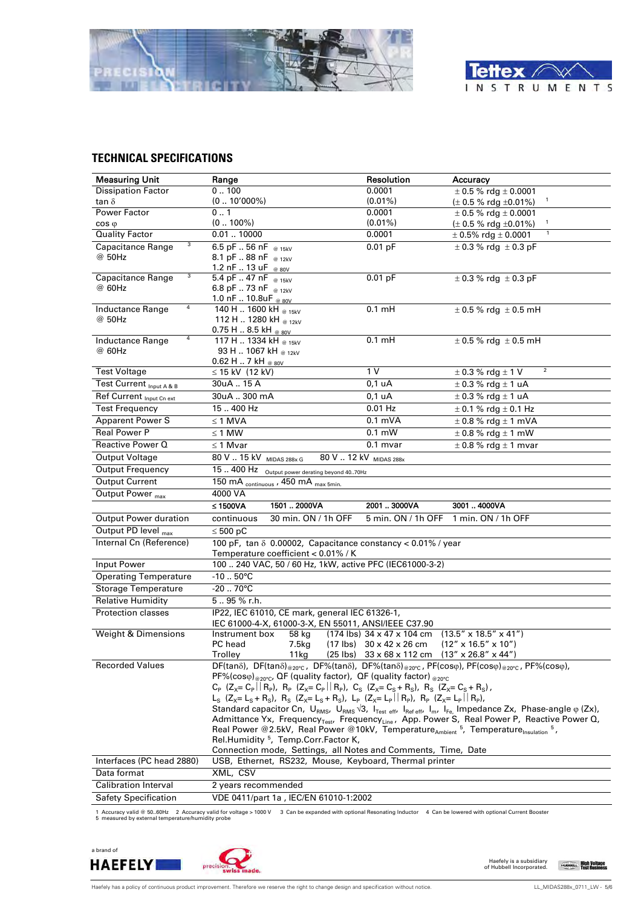## TECHNICAL SPECIFICATIONS

| Measuring Unit | Range | | Resolution | Accuracy |
|---|---|---|---|---|
| Dissipation Factor tan δ | 0 .. 100 (0 .. 10'000%) | | 0.0001 (0.01%) | ± 0.5 % rdg ± 0.0001 (± 0.5 % rdg ±0.01%) [1] |
| Power Factor cos φ | 0 .. 1 (0 .. 100%) | | 0.0001 (0.01%) | ± 0.5 % rdg ± 0.0001 (± 0.5 % rdg ±0.01%) [1] |
| Quality Factor | 0.01 .. 10000 | | 0.0001 | ± 0.5% rdg ± 0.0001 [1] |
| Capacitance Range [3] @ 50Hz | 6.5 pF .. 56 nF @ 15kV<br>8.1 pF .. 88 nF @ 12kV<br>1.2 nF .. 13 uF @ 80V | | 0.01 pF | ± 0.3 % rdg ± 0.3 pF |
| Capacitance Range [3] @ 60Hz | 5.4 pF .. 47 nF @ 15kV<br>6.8 pF .. 73 nF @ 12kV<br>1.0 nF .. 10.8uF @ 80V | | 0.01 pF | ± 0.3 % rdg ± 0.3 pF |
| Inductance Range [4] @ 50Hz | 140 H .. 1600 kH @ 15kV<br>112 H .. 1280 kH @ 12kV<br>0.75 H .. 8.5 kH @ 80V | | 0.1 mH | ± 0.5 % rdg ± 0.5 mH |
| Inductance Range [4] @ 60Hz | 117 H .. 1334 kH @ 15kV<br>93 H .. 1067 kH @ 12kV<br>0.62 H .. 7 kH @ 80V | | 0.1 mH | ± 0.5 % rdg ± 0.5 mH |
| Test Voltage | ≤ 15 kV (12 kV) | | 1 V | ± 0.3 % rdg ± 1 V [2] |
| Test Current $_{\text{Input A \& B}}$ | 30uA .. 15 A | | 0,1 uA | ± 0.3 % rdg ± 1 uA |
| Ref Current $_{\text{Input Cn ext}}$ | 30uA .. 300 mA | | 0,1 uA | ± 0.3 % rdg ± 1 uA |
| Test Frequency | 15 .. 400 Hz | | 0.01 Hz | ± 0.1 % rdg ± 0.1 Hz |
| Apparent Power S | ≤ 1 MVA | | 0.1 mVA | ± 0.8 % rdg ± 1 mVA |
| Real Power P | ≤ 1 MW | | 0.1 mW | ± 0.8 % rdg ± 1 mW |
| Reactive Power Q | ≤ 1 Mvar | | 0.1 mvar | ± 0.8 % rdg ± 1 mvar |
| Output Voltage | 80 V .. 15 kV MIDAS 288x G | | 80 V .. 12 kV MIDAS 288x | |
| Output Frequency | 15 .. 400 Hz Output power derating beyond 40..70Hz | | | |
| Output Current | 150 mA continuous, 450 mA max 5min. | | | |
| Output Power $_{max}$ | 4000 VA | | | |
| | **≤ 1500VA** | **1501 .. 2000VA** | **2001 .. 3000VA** | **3001 .. 4000VA** |
| Output Power duration | continuous | 30 min. ON / 1h OFF | 5 min. ON / 1h OFF | 1 min. ON / 1h OFF |
| Output PD level $_{max}$ | ≤ 500 pC | | | |
| Internal Cn (Reference) | 100 pF, tan δ 0.00002, Capacitance constancy < 0.01% / year<br>Temperature coefficient < 0.01% / K | | | |
| Input Power | 100 .. 240 VAC, 50 / 60 Hz, 1kW, active PFC (IEC61000-3-2) | | | |
| Operating Temperature | -10 .. 50°C | | | |
| Storage Temperature | -20 .. 70°C | | | |
| Relative Humidity | 5 .. 95 % r.h. | | | |
| Protection classes | IP22, IEC 61010, CE mark, general IEC 61326-1,<br>IEC 61000-4-X, 61000-3-X, EN 55011, ANSI/IEEE C37.90 | | | |
| Weight & Dimensions | Instrument box 58 kg (174 lbs) 34 x 47 x 104 cm (13.5" x 18.5" x 41")<br>PC head 7.5kg (17 lbs) 30 x 42 x 26 cm (12" x 16.5" x 10")<br>Trolley 11kg (25 lbs) 33 x 68 x 112 cm (13" x 26.8" x 44") | | | |
| Recorded Values | DF(tanδ), DF(tanδ)$_{@20°C}$, DF%(tanδ), DF%(tanδ)$_{@20°C}$, PF(cosφ), PF(cosφ)$_{@20°C}$, PF%(cosφ), PF%(cosφ)$_{@20°C}$, QF (quality factor), QF (quality factor) $_{@20°C}$<br>$C_P$ ($Z_X$= $C_P$ \|\| $R_P$), $R_P$ ($Z_X$= $C_P$ \|\| $R_P$), $C_S$ ($Z_X$= $C_S$ + $R_S$), $R_S$ ($Z_X$= $C_S$ + $R_S$), $L_S$ ($Z_X$= $L_S$ + $R_S$), $R_S$ ($Z_X$= $L_S$ + $R_S$), $L_P$ ($Z_X$= $L_P$ \|\| $R_P$), $R_P$ ($Z_X$= $L_P$ \|\| $R_P$),<br>Standard capacitor Cn, $U_{RMS}$, $U_{RMS}\sqrt{3}$, $I_{Test\ eff}$, $I_{Ref\ eff}$, $I_m$, $I_{Fe}$, Impedance Zx, Phase-angle φ (Zx), Admittance Yx, $\text{Frequency}_{Test}$, $\text{Frequency}_{Line}$, App. Power S, Real Power P, Reactive Power Q, Real Power @2.5kV, Real Power @10kV, $\text{Temperature}_{Ambient}$ [5], $\text{Temperature}_{Insulation}$ [5], Rel.Humidity [5], Temp.Corr.Factor K,<br>Connection mode, Settings, all Notes and Comments, Time, Date | | | |
| Interfaces (PC head 2880) | USB, Ethernet, RS232, Mouse, Keyboard, Thermal printer | | | |
| Data format | XML, CSV | | | |
| Calibration Interval | 2 years recommended | | | |
| Safety Specification | VDE 0411/part 1a , IEC/EN 61010-1:2002 | | | |

1 Accuracy valid @ 50..60Hz 2 Accuracy valid for voltage > 1000 V 3 Can be expanded with optional Resonating Inductor 4 Can be lowered with optional Current Booster
5 measured by external temperature/humidity probe

a brand of HAEFELY

Haefely is a subsidiary of Hubbell Incorporated.

Haefely has a policy of continuous product improvement. Therefore we reserve the right to change design and specification without notice.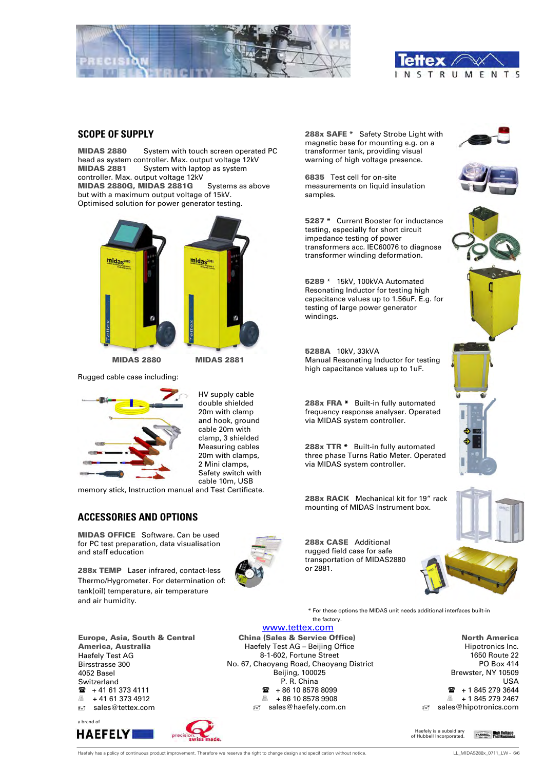## SCOPE OF SUPPLY

**MIDAS 2880** System with touch screen operated PC head as system controller. Max. output voltage 12kV
**MIDAS 2881** System with laptop as system controller. Max. output voltage 12kV
**MIDAS 2880G, MIDAS 2881G** Systems as above but with a maximum output voltage of 15kV. Optimised solution for power generator testing.

**MIDAS 2880** **MIDAS 2881**

Rugged cable case including:

HV supply cable double shielded 20m with clamp and hook, ground cable 20m with clamp, 3 shielded Measuring cables 20m with clamps, 2 Mini clamps, Safety switch with cable 10m, USB memory stick, Instruction manual and Test Certificate.

## ACCESSORIES AND OPTIONS

**MIDAS OFFICE** Software. Can be used for PC test preparation, data visualisation and staff education

**288x TEMP** Laser infrared, contact-less Thermo/Hygrometer. For determination of: tank(oil) temperature, air temperature and air humidity.

**288x SAFE** * Safety Strobe Light with magnetic base for mounting e.g. on a transformer tank, providing visual warning of high voltage presence.

**6835** Test cell for on-site measurements on liquid insulation samples.

**5287** * Current Booster for inductance testing, especially for short circuit impedance testing of power transformers acc. IEC60076 to diagnose transformer winding deformation.

**5289** * 15kV, 100kVA Automated Resonating Inductor for testing high capacitance values up to 1.56uF. E.g. for testing of large power generator windings.

**5288A** 10kV, 33kVA Manual Resonating Inductor for testing high capacitance values up to 1uF.

**288x FRA** * Built-in fully automated frequency response analyser. Operated via MIDAS system controller.

**288x TTR** * Built-in fully automated three phase Turns Ratio Meter. Operated via MIDAS system controller.

**288x RACK** Mechanical kit for 19" rack mounting of MIDAS Instrument box.

**288x CASE** Additional rugged field case for safe transportation of MIDAS2880 or 2881.

\* For these options the MIDAS unit needs additional interfaces built-in the factory.

www.tettex.com

**Europe, Asia, South & Central America, Australia**
Haefely Test AG
Birsstrasse 300
4052 Basel
Switzerland
☎ + 41 61 373 4111
Fax + 41 61 373 4912
sales@tettex.com

**China (Sales & Service Office)**
Haefely Test AG – Beijing Office
8-1-602, Fortune Street
No. 67, Chaoyang Road, Chaoyang District
Beijing, 100025
P. R. China
☎ + 86 10 8578 8099
Fax + 86 10 8578 9908
sales@haefely.com.cn

**North America**
Hipotronics Inc.
1650 Route 22
PO Box 414
Brewster, NY 10509
USA
☎ + 1 845 279 3644
Fax + 1 845 279 2467
sales@hipotronics.com

a brand of HAEFELY

Haefely is a subsidiary of Hubbell Incorporated.

Haefely has a policy of continuous product improvement. Therefore we reserve the right to change design and specification without notice.

LL_MIDAS288x_0711_LW